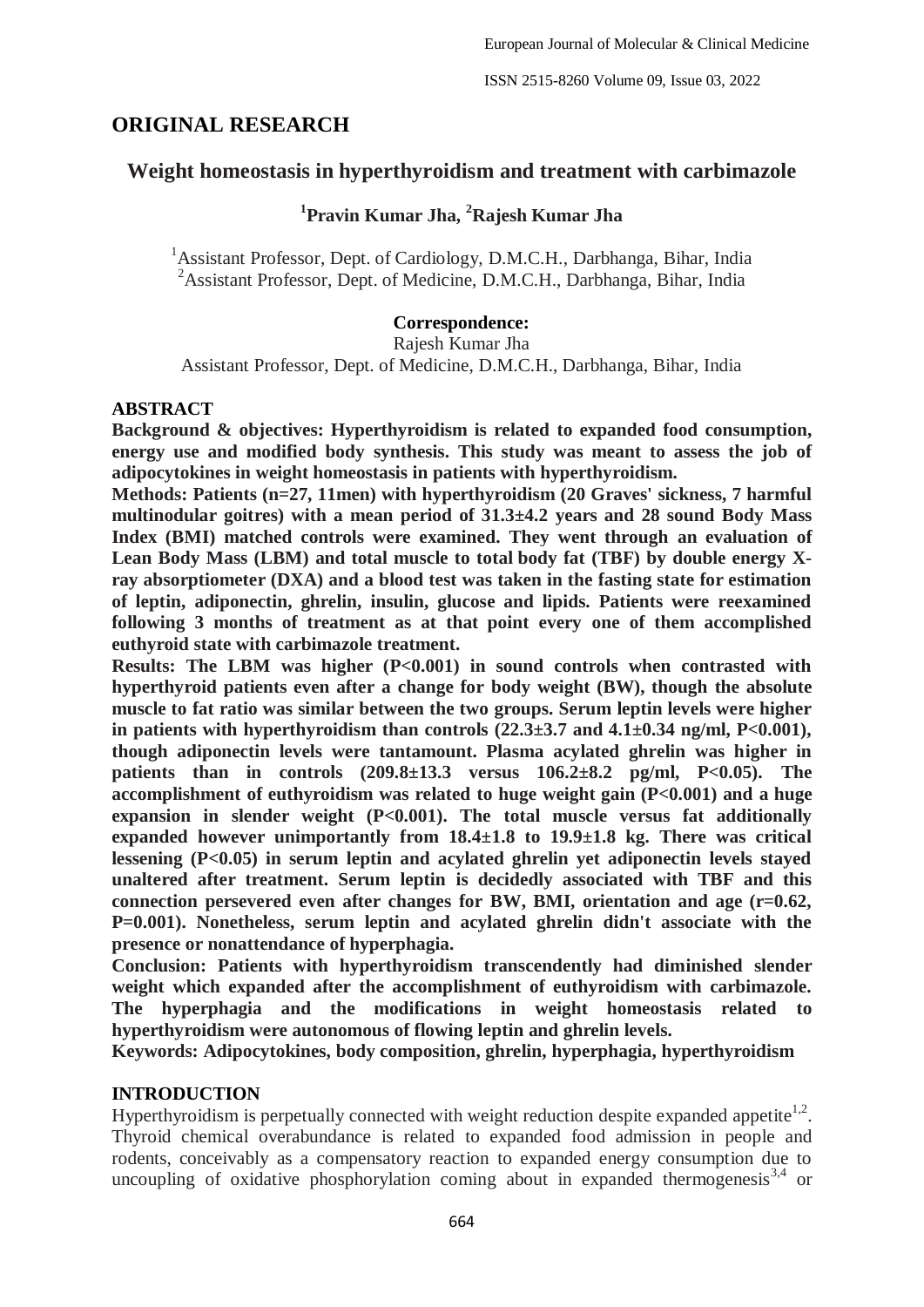## ORIGINAL RESEARCH

# Weight homeostasis in hyperthyroidism and treatment with carbimazole

**[1]Pravin Kumar Jha, [2]Rajesh Kumar Jha**

[1]Assistant Professor, Dept. of Cardiology, D.M.C.H., Darbhanga, Bihar, India
[2]Assistant Professor, Dept. of Medicine, D.M.C.H., Darbhanga, Bihar, India

**Correspondence:**
Rajesh Kumar Jha
Assistant Professor, Dept. of Medicine, D.M.C.H., Darbhanga, Bihar, India

### ABSTRACT

**Background & objectives: Hyperthyroidism is related to expanded food consumption, energy use and modified body synthesis. This study was meant to assess the job of adipocytokines in weight homeostasis in patients with hyperthyroidism.**

**Methods: Patients (n=27, 11men) with hyperthyroidism (20 Graves' sickness, 7 harmful multinodular goitres) with a mean period of 31.3±4.2 years and 28 sound Body Mass Index (BMI) matched controls were examined. They went through an evaluation of Lean Body Mass (LBM) and total muscle to total body fat (TBF) by double energy X-ray absorptiometer (DXA) and a blood test was taken in the fasting state for estimation of leptin, adiponectin, ghrelin, insulin, glucose and lipids. Patients were reexamined following 3 months of treatment as at that point every one of them accomplished euthyroid state with carbimazole treatment.**

**Results: The LBM was higher (P<0.001) in sound controls when contrasted with hyperthyroid patients even after a change for body weight (BW), though the absolute muscle to fat ratio was similar between the two groups. Serum leptin levels were higher in patients with hyperthyroidism than controls (22.3±3.7 and 4.1±0.34 ng/ml, P<0.001), though adiponectin levels were tantamount. Plasma acylated ghrelin was higher in patients than in controls (209.8±13.3 versus 106.2±8.2 pg/ml, P<0.05). The accomplishment of euthyroidism was related to huge weight gain (P<0.001) and a huge expansion in slender weight (P<0.001). The total muscle versus fat additionally expanded however unimportantly from 18.4±1.8 to 19.9±1.8 kg. There was critical lessening (P<0.05) in serum leptin and acylated ghrelin yet adiponectin levels stayed unaltered after treatment. Serum leptin is decidedly associated with TBF and this connection persevered even after changes for BW, BMI, orientation and age (r=0.62, P=0.001). Nonetheless, serum leptin and acylated ghrelin didn't associate with the presence or nonattendance of hyperphagia.**

**Conclusion: Patients with hyperthyroidism transcendently had diminished slender weight which expanded after the accomplishment of euthyroidism with carbimazole. The hyperphagia and the modifications in weight homeostasis related to hyperthyroidism were autonomous of flowing leptin and ghrelin levels.**

**Keywords: Adipocytokines, body composition, ghrelin, hyperphagia, hyperthyroidism**

### INTRODUCTION

Hyperthyroidism is perpetually connected with weight reduction despite expanded appetite[1,2]. Thyroid chemical overabundance is related to expanded food admission in people and rodents, conceivably as a compensatory reaction to expanded energy consumption due to uncoupling of oxidative phosphorylation coming about in expanded thermogenesis[3,4] or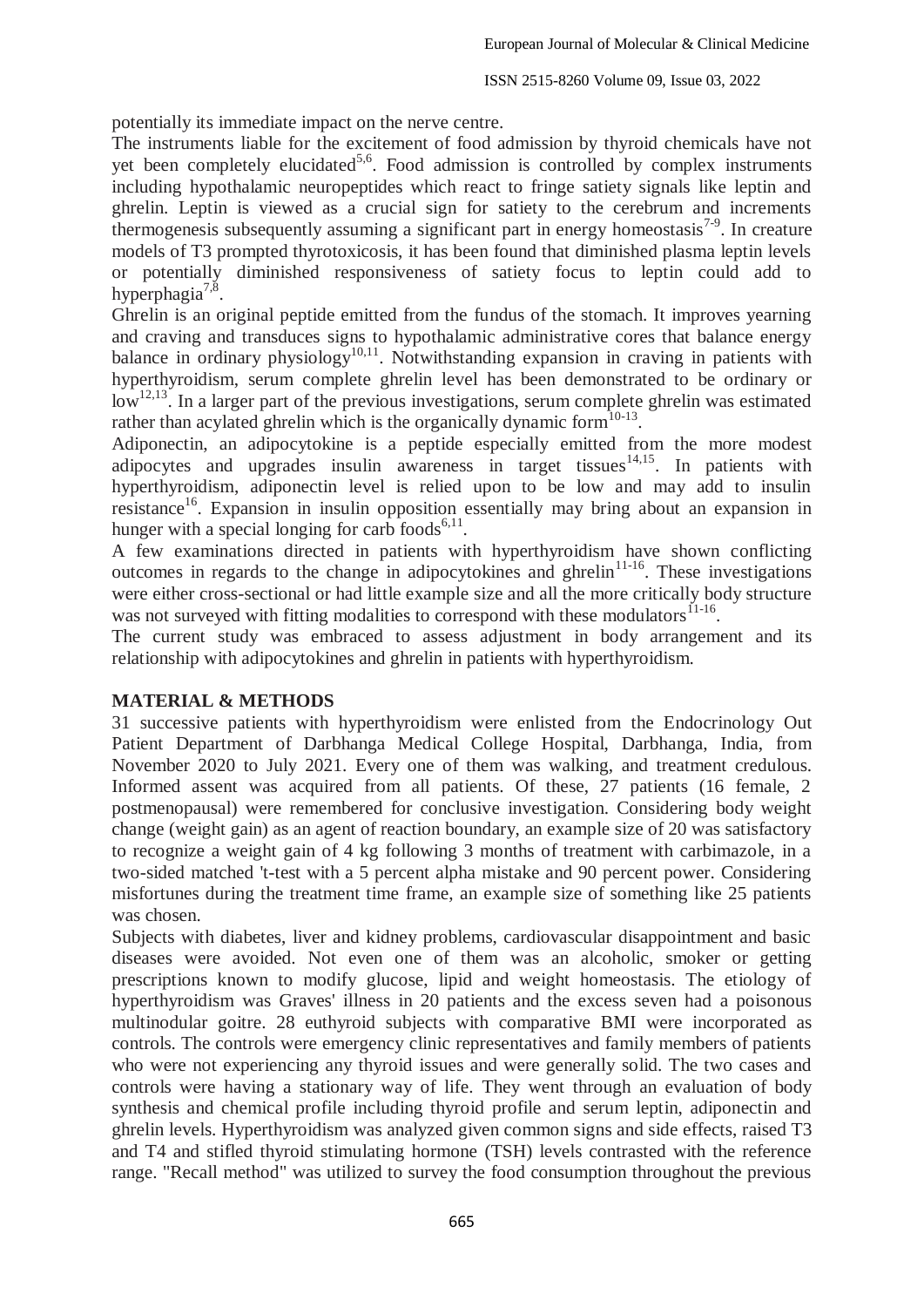potentially its immediate impact on the nerve centre.

The instruments liable for the excitement of food admission by thyroid chemicals have not yet been completely elucidated[5,6]. Food admission is controlled by complex instruments including hypothalamic neuropeptides which react to fringe satiety signals like leptin and ghrelin. Leptin is viewed as a crucial sign for satiety to the cerebrum and increments thermogenesis subsequently assuming a significant part in energy homeostasis[7-9]. In creature models of T3 prompted thyrotoxicosis, it has been found that diminished plasma leptin levels or potentially diminished responsiveness of satiety focus to leptin could add to hyperphagia[7,8].

Ghrelin is an original peptide emitted from the fundus of the stomach. It improves yearning and craving and transduces signs to hypothalamic administrative cores that balance energy balance in ordinary physiology[10,11]. Notwithstanding expansion in craving in patients with hyperthyroidism, serum complete ghrelin level has been demonstrated to be ordinary or low[12,13]. In a larger part of the previous investigations, serum complete ghrelin was estimated rather than acylated ghrelin which is the organically dynamic form[10-13].

Adiponectin, an adipocytokine is a peptide especially emitted from the more modest adipocytes and upgrades insulin awareness in target tissues[14,15]. In patients with hyperthyroidism, adiponectin level is relied upon to be low and may add to insulin resistance[16]. Expansion in insulin opposition essentially may bring about an expansion in hunger with a special longing for carb foods[6,11].

A few examinations directed in patients with hyperthyroidism have shown conflicting outcomes in regards to the change in adipocytokines and ghrelin[11-16]. These investigations were either cross-sectional or had little example size and all the more critically body structure was not surveyed with fitting modalities to correspond with these modulators[11-16].

The current study was embraced to assess adjustment in body arrangement and its relationship with adipocytokines and ghrelin in patients with hyperthyroidism.

## MATERIAL & METHODS

31 successive patients with hyperthyroidism were enlisted from the Endocrinology Out Patient Department of Darbhanga Medical College Hospital, Darbhanga, India, from November 2020 to July 2021. Every one of them was walking, and treatment credulous. Informed assent was acquired from all patients. Of these, 27 patients (16 female, 2 postmenopausal) were remembered for conclusive investigation. Considering body weight change (weight gain) as an agent of reaction boundary, an example size of 20 was satisfactory to recognize a weight gain of 4 kg following 3 months of treatment with carbimazole, in a two-sided matched 't-test with a 5 percent alpha mistake and 90 percent power. Considering misfortunes during the treatment time frame, an example size of something like 25 patients was chosen.

Subjects with diabetes, liver and kidney problems, cardiovascular disappointment and basic diseases were avoided. Not even one of them was an alcoholic, smoker or getting prescriptions known to modify glucose, lipid and weight homeostasis. The etiology of hyperthyroidism was Graves' illness in 20 patients and the excess seven had a poisonous multinodular goitre. 28 euthyroid subjects with comparative BMI were incorporated as controls. The controls were emergency clinic representatives and family members of patients who were not experiencing any thyroid issues and were generally solid. The two cases and controls were having a stationary way of life. They went through an evaluation of body synthesis and chemical profile including thyroid profile and serum leptin, adiponectin and ghrelin levels. Hyperthyroidism was analyzed given common signs and side effects, raised T3 and T4 and stifled thyroid stimulating hormone (TSH) levels contrasted with the reference range. "Recall method" was utilized to survey the food consumption throughout the previous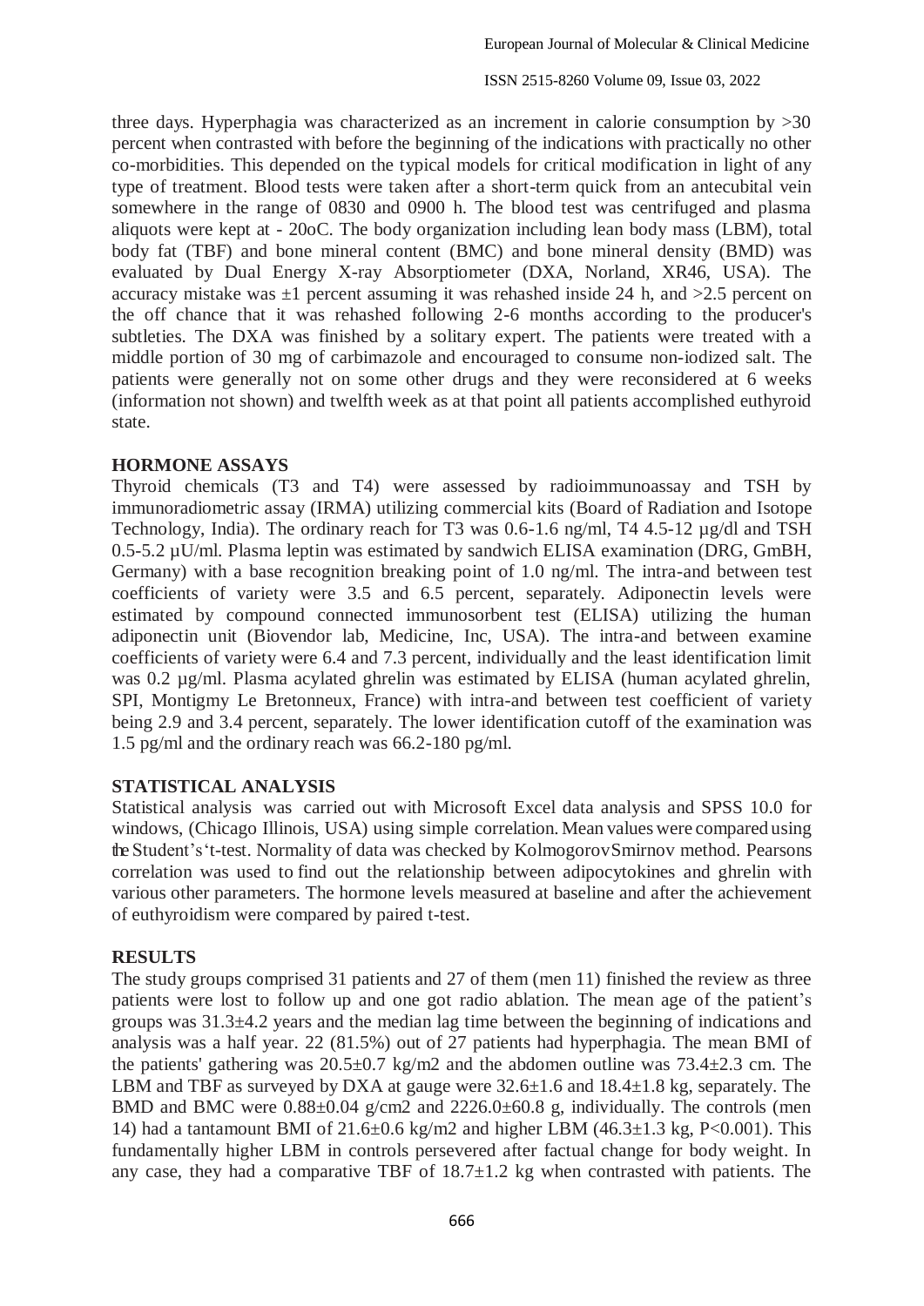three days. Hyperphagia was characterized as an increment in calorie consumption by >30 percent when contrasted with before the beginning of the indications with practically no other co-morbidities. This depended on the typical models for critical modification in light of any type of treatment. Blood tests were taken after a short-term quick from an antecubital vein somewhere in the range of 0830 and 0900 h. The blood test was centrifuged and plasma aliquots were kept at - 20oC. The body organization including lean body mass (LBM), total body fat (TBF) and bone mineral content (BMC) and bone mineral density (BMD) was evaluated by Dual Energy X-ray Absorptiometer (DXA, Norland, XR46, USA). The accuracy mistake was ±1 percent assuming it was rehashed inside 24 h, and >2.5 percent on the off chance that it was rehashed following 2-6 months according to the producer's subtleties. The DXA was finished by a solitary expert. The patients were treated with a middle portion of 30 mg of carbimazole and encouraged to consume non-iodized salt. The patients were generally not on some other drugs and they were reconsidered at 6 weeks (information not shown) and twelfth week as at that point all patients accomplished euthyroid state.

## HORMONE ASSAYS

Thyroid chemicals (T3 and T4) were assessed by radioimmunoassay and TSH by immunoradiometric assay (IRMA) utilizing commercial kits (Board of Radiation and Isotope Technology, India). The ordinary reach for T3 was 0.6-1.6 ng/ml, T4 4.5-12 µg/dl and TSH 0.5-5.2 µU/ml. Plasma leptin was estimated by sandwich ELISA examination (DRG, GmBH, Germany) with a base recognition breaking point of 1.0 ng/ml. The intra-and between test coefficients of variety were 3.5 and 6.5 percent, separately. Adiponectin levels were estimated by compound connected immunosorbent test (ELISA) utilizing the human adiponectin unit (Biovendor lab, Medicine, Inc, USA). The intra-and between examine coefficients of variety were 6.4 and 7.3 percent, individually and the least identification limit was 0.2 µg/ml. Plasma acylated ghrelin was estimated by ELISA (human acylated ghrelin, SPI, Montigmy Le Bretonneux, France) with intra-and between test coefficient of variety being 2.9 and 3.4 percent, separately. The lower identification cutoff of the examination was 1.5 pg/ml and the ordinary reach was 66.2-180 pg/ml.

## STATISTICAL ANALYSIS

Statistical analysis was carried out with Microsoft Excel data analysis and SPSS 10.0 for windows, (Chicago Illinois, USA) using simple correlation. Mean values were compared using the Student's't-test. Normality of data was checked by KolmogorovSmirnov method. Pearsons correlation was used to find out the relationship between adipocytokines and ghrelin with various other parameters. The hormone levels measured at baseline and after the achievement of euthyroidism were compared by paired t-test.

## RESULTS

The study groups comprised 31 patients and 27 of them (men 11) finished the review as three patients were lost to follow up and one got radio ablation. The mean age of the patient's groups was 31.3±4.2 years and the median lag time between the beginning of indications and analysis was a half year. 22 (81.5%) out of 27 patients had hyperphagia. The mean BMI of the patients' gathering was 20.5±0.7 kg/m2 and the abdomen outline was 73.4±2.3 cm. The LBM and TBF as surveyed by DXA at gauge were 32.6±1.6 and 18.4±1.8 kg, separately. The BMD and BMC were 0.88±0.04 g/cm2 and 2226.0±60.8 g, individually. The controls (men 14) had a tantamount BMI of 21.6±0.6 kg/m2 and higher LBM (46.3±1.3 kg, P<0.001). This fundamentally higher LBM in controls persevered after factual change for body weight. In any case, they had a comparative TBF of 18.7±1.2 kg when contrasted with patients. The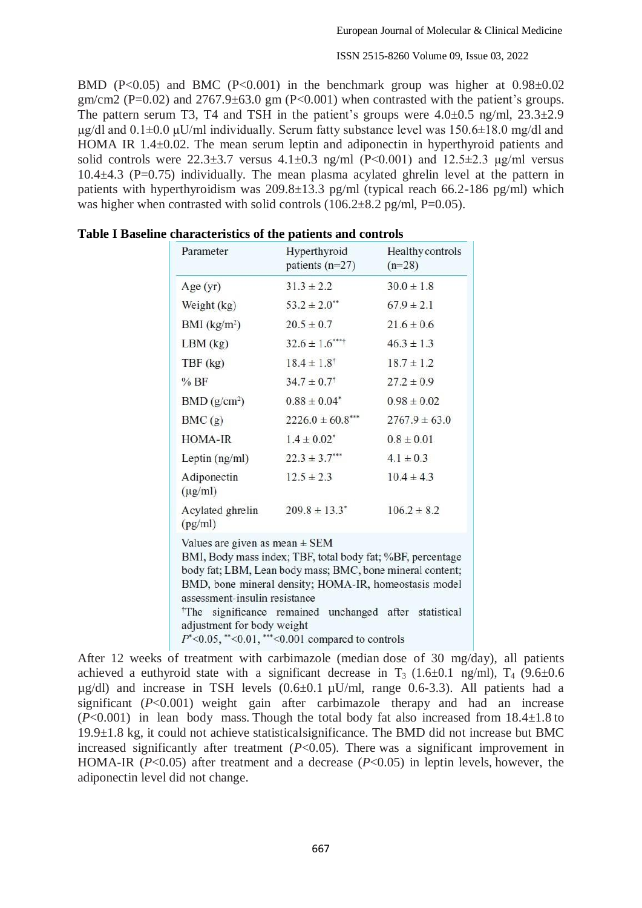BMD (P<0.05) and BMC (P<0.001) in the benchmark group was higher at 0.98±0.02 gm/cm2 (P=0.02) and 2767.9±63.0 gm (P<0.001) when contrasted with the patient's groups. The pattern serum T3, T4 and TSH in the patient's groups were 4.0±0.5 ng/ml, 23.3±2.9 µg/dl and 0.1±0.0 µU/ml individually. Serum fatty substance level was 150.6±18.0 mg/dl and HOMA IR 1.4±0.02. The mean serum leptin and adiponectin in hyperthyroid patients and solid controls were 22.3±3.7 versus 4.1±0.3 ng/ml (P<0.001) and 12.5±2.3 µg/ml versus 10.4±4.3 (P=0.75) individually. The mean plasma acylated ghrelin level at the pattern in patients with hyperthyroidism was 209.8±13.3 pg/ml (typical reach 66.2-186 pg/ml) which was higher when contrasted with solid controls (106.2±8.2 pg/ml, P=0.05).

**Table I Baseline characteristics of the patients and controls**

| Parameter | Hyperthyroid patients (n=27) | Healthy controls (n=28) |
|---|---|---|
| Age (yr) | 31.3 ± 2.2 | 30.0 ± 1.8 |
| Weight (kg) | 53.2 ± 2.0** | 67.9 ± 2.1 |
| BMI ($kg/m^2$) | 20.5 ± 0.7 | 21.6 ± 0.6 |
| LBM (kg) | 32.6 ± 1.6***† | 46.3 ± 1.3 |
| TBF (kg) | 18.4 ± 1.8† | 18.7 ± 1.2 |
| % BF | 34.7 ± 0.7† | 27.2 ± 0.9 |
| BMD ($g/cm^2$) | 0.88 ± 0.04* | 0.98 ± 0.02 |
| BMC (g) | 2226.0 ± 60.8*** | 2767.9 ± 63.0 |
| HOMA-IR | 1.4 ± 0.02* | 0.8 ± 0.01 |
| Leptin (ng/ml) | 22.3 ± 3.7*** | 4.1 ± 0.3 |
| Adiponectin (µg/ml) | 12.5 ± 2.3 | 10.4 ± 4.3 |
| Acylated ghrelin (pg/ml) | 209.8 ± 13.3* | 106.2 ± 8.2 |

Values are given as mean ± SEM

BMI, Body mass index; TBF, total body fat; %BF, percentage body fat; LBM, Lean body mass; BMC, bone mineral content; BMD, bone mineral density; HOMA-IR, homeostasis model assessment-insulin resistance

†The significance remained unchanged after statistical adjustment for body weight

$P$*<0.05, **<0.01, ***<0.001 compared to controls

After 12 weeks of treatment with carbimazole (median dose of 30 mg/day), all patients achieved a euthyroid state with a significant decrease in $T_3$ (1.6±0.1 ng/ml), $T_4$ (9.6±0.6 µg/dl) and increase in TSH levels (0.6±0.1 µU/ml, range 0.6-3.3). All patients had a significant (*P*<0.001) weight gain after carbimazole therapy and had an increase (*P*<0.001) in lean body mass. Though the total body fat also increased from 18.4±1.8 to 19.9±1.8 kg, it could not achieve statisticalsignificance. The BMD did not increase but BMC increased significantly after treatment (*P*<0.05). There was a significant improvement in HOMA-IR (*P*<0.05) after treatment and a decrease (*P*<0.05) in leptin levels, however, the adiponectin level did not change.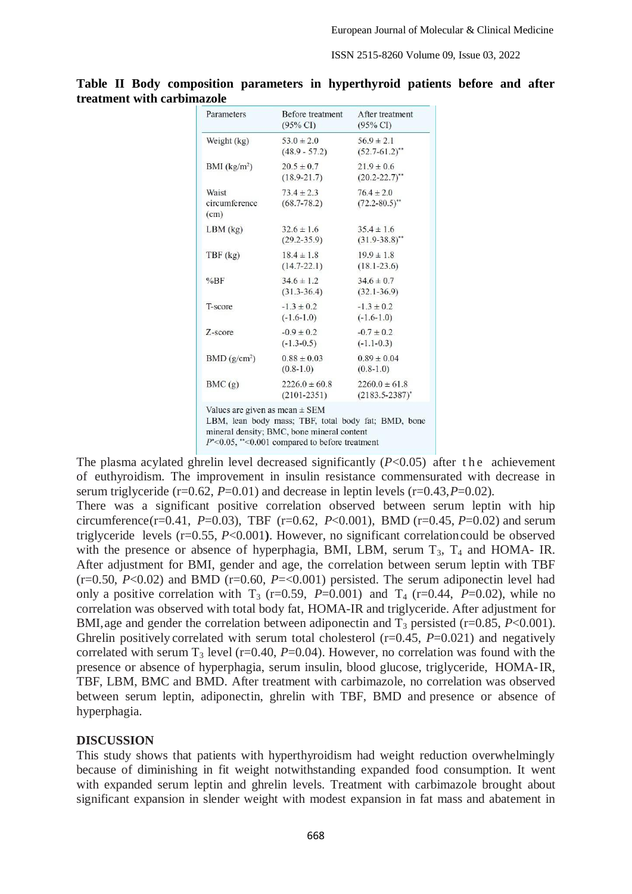**Table II Body composition parameters in hyperthyroid patients before and after treatment with carbimazole**

| Parameters | Before treatment (95% CI) | After treatment (95% CI) |
|---|---|---|
| Weight (kg) | 53.0 ± 2.0 (48.9 - 57.2) | 56.9 ± 2.1 (52.7-61.2)** |
| BMI (kg/m²) | 20.5 ± 0.7 (18.9-21.7) | 21.9 ± 0.6 (20.2-22.7)** |
| Waist circumference (cm) | 73.4 ± 2.3 (68.7-78.2) | 76.4 ± 2.0 (72.2-80.5)** |
| LBM (kg) | 32.6 ± 1.6 (29.2-35.9) | 35.4 ± 1.6 (31.9-38.8)** |
| TBF (kg) | 18.4 ± 1.8 (14.7-22.1) | 19.9 ± 1.8 (18.1-23.6) |
| %BF | 34.6 ± 1.2 (31.3-36.4) | 34.6 ± 0.7 (32.1-36.9) |
| T-score | -1.3 ± 0.2 (-1.6-1.0) | -1.3 ± 0.2 (-1.6-1.0) |
| Z-score | -0.9 ± 0.2 (-1.3-0.5) | -0.7 ± 0.2 (-1.1-0.3) |
| BMD (g/cm²) | 0.88 ± 0.03 (0.8-1.0) | 0.89 ± 0.04 (0.8-1.0) |
| BMC (g) | 2226.0 ± 60.8 (2101-2351) | 2260.0 ± 61.8 (2183.5-2387)* |

Values are given as mean ± SEM
LBM, lean body mass; TBF, total body fat; BMD, bone mineral density; BMC, bone mineral content
$P^*<0.05$, $^{**}<0.001$ compared to before treatment

The plasma acylated ghrelin level decreased significantly ($P<0.05$) after the achievement of euthyroidism. The improvement in insulin resistance commensurated with decrease in serum triglyceride ($r=0.62$, $P=0.01$) and decrease in leptin levels ($r=0.43$, $P=0.02$).

There was a significant positive correlation observed between serum leptin with hip circumference ($r=0.41$, $P=0.03$), TBF ($r=0.62$, $P<0.001$), BMD ($r=0.45$, $P=0.02$) and serum triglyceride levels ($r=0.55$, $P<0.001$). However, no significant correlation could be observed with the presence or absence of hyperphagia, BMI, LBM, serum $T_3$, $T_4$ and HOMA- IR. After adjustment for BMI, gender and age, the correlation between serum leptin with TBF ($r=0.50$, $P<0.02$) and BMD ($r=0.60$, $P=<0.001$) persisted. The serum adiponectin level had only a positive correlation with $T_3$ ($r=0.59$, $P=0.001$) and $T_4$ ($r=0.44$, $P=0.02$), while no correlation was observed with total body fat, HOMA-IR and triglyceride. After adjustment for BMI, age and gender the correlation between adiponectin and $T_3$ persisted ($r=0.85$, $P<0.001$). Ghrelin positively correlated with serum total cholesterol ($r=0.45$, $P=0.021$) and negatively correlated with serum $T_3$ level ($r=0.40$, $P=0.04$). However, no correlation was found with the presence or absence of hyperphagia, serum insulin, blood glucose, triglyceride, HOMA-IR, TBF, LBM, BMC and BMD. After treatment with carbimazole, no correlation was observed between serum leptin, adiponectin, ghrelin with TBF, BMD and presence or absence of hyperphagia.

## DISCUSSION

This study shows that patients with hyperthyroidism had weight reduction overwhelmingly because of diminishing in fit weight notwithstanding expanded food consumption. It went with expanded serum leptin and ghrelin levels. Treatment with carbimazole brought about significant expansion in slender weight with modest expansion in fat mass and abatement in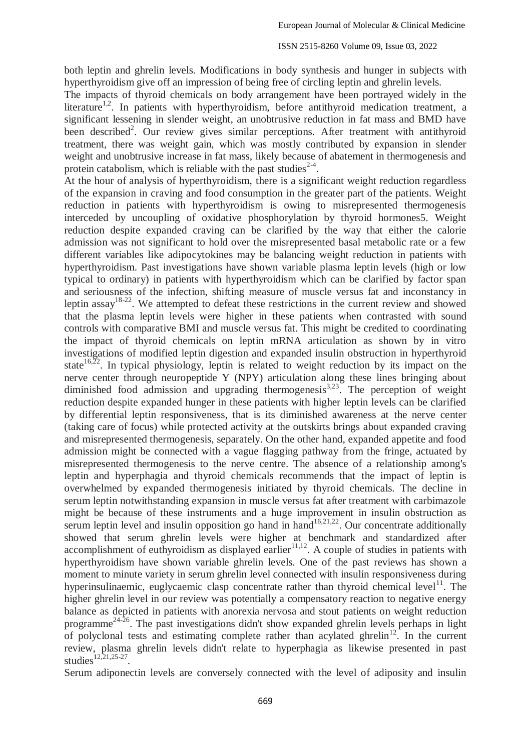both leptin and ghrelin levels. Modifications in body synthesis and hunger in subjects with hyperthyroidism give off an impression of being free of circling leptin and ghrelin levels.

The impacts of thyroid chemicals on body arrangement have been portrayed widely in the literature[1,2]. In patients with hyperthyroidism, before antithyroid medication treatment, a significant lessening in slender weight, an unobtrusive reduction in fat mass and BMD have been described[2]. Our review gives similar perceptions. After treatment with antithyroid treatment, there was weight gain, which was mostly contributed by expansion in slender weight and unobtrusive increase in fat mass, likely because of abatement in thermogenesis and protein catabolism, which is reliable with the past studies[2-4].

At the hour of analysis of hyperthyroidism, there is a significant weight reduction regardless of the expansion in craving and food consumption in the greater part of the patients. Weight reduction in patients with hyperthyroidism is owing to misrepresented thermogenesis interceded by uncoupling of oxidative phosphorylation by thyroid hormones5. Weight reduction despite expanded craving can be clarified by the way that either the calorie admission was not significant to hold over the misrepresented basal metabolic rate or a few different variables like adipocytokines may be balancing weight reduction in patients with hyperthyroidism. Past investigations have shown variable plasma leptin levels (high or low typical to ordinary) in patients with hyperthyroidism which can be clarified by factor span and seriousness of the infection, shifting measure of muscle versus fat and inconstancy in leptin assay[18-22]. We attempted to defeat these restrictions in the current review and showed that the plasma leptin levels were higher in these patients when contrasted with sound controls with comparative BMI and muscle versus fat. This might be credited to coordinating the impact of thyroid chemicals on leptin mRNA articulation as shown by in vitro investigations of modified leptin digestion and expanded insulin obstruction in hyperthyroid state[16,22]. In typical physiology, leptin is related to weight reduction by its impact on the nerve center through neuropeptide Y (NPY) articulation along these lines bringing about diminished food admission and upgrading thermogenesis[3,23]. The perception of weight reduction despite expanded hunger in these patients with higher leptin levels can be clarified by differential leptin responsiveness, that is its diminished awareness at the nerve center (taking care of focus) while protected activity at the outskirts brings about expanded craving and misrepresented thermogenesis, separately. On the other hand, expanded appetite and food admission might be connected with a vague flagging pathway from the fringe, actuated by misrepresented thermogenesis to the nerve centre. The absence of a relationship among's leptin and hyperphagia and thyroid chemicals recommends that the impact of leptin is overwhelmed by expanded thermogenesis initiated by thyroid chemicals. The decline in serum leptin notwithstanding expansion in muscle versus fat after treatment with carbimazole might be because of these instruments and a huge improvement in insulin obstruction as serum leptin level and insulin opposition go hand in hand[16,21,22]. Our concentrate additionally showed that serum ghrelin levels were higher at benchmark and standardized after accomplishment of euthyroidism as displayed earlier[11,12]. A couple of studies in patients with hyperthyroidism have shown variable ghrelin levels. One of the past reviews has shown a moment to minute variety in serum ghrelin level connected with insulin responsiveness during hyperinsulinaemic, euglycaemic clasp concentrate rather than thyroid chemical level[11]. The higher ghrelin level in our review was potentially a compensatory reaction to negative energy balance as depicted in patients with anorexia nervosa and stout patients on weight reduction programme[24-26]. The past investigations didn't show expanded ghrelin levels perhaps in light of polyclonal tests and estimating complete rather than acylated ghrelin[12]. In the current review, plasma ghrelin levels didn't relate to hyperphagia as likewise presented in past studies[12,21,25-27].

Serum adiponectin levels are conversely connected with the level of adiposity and insulin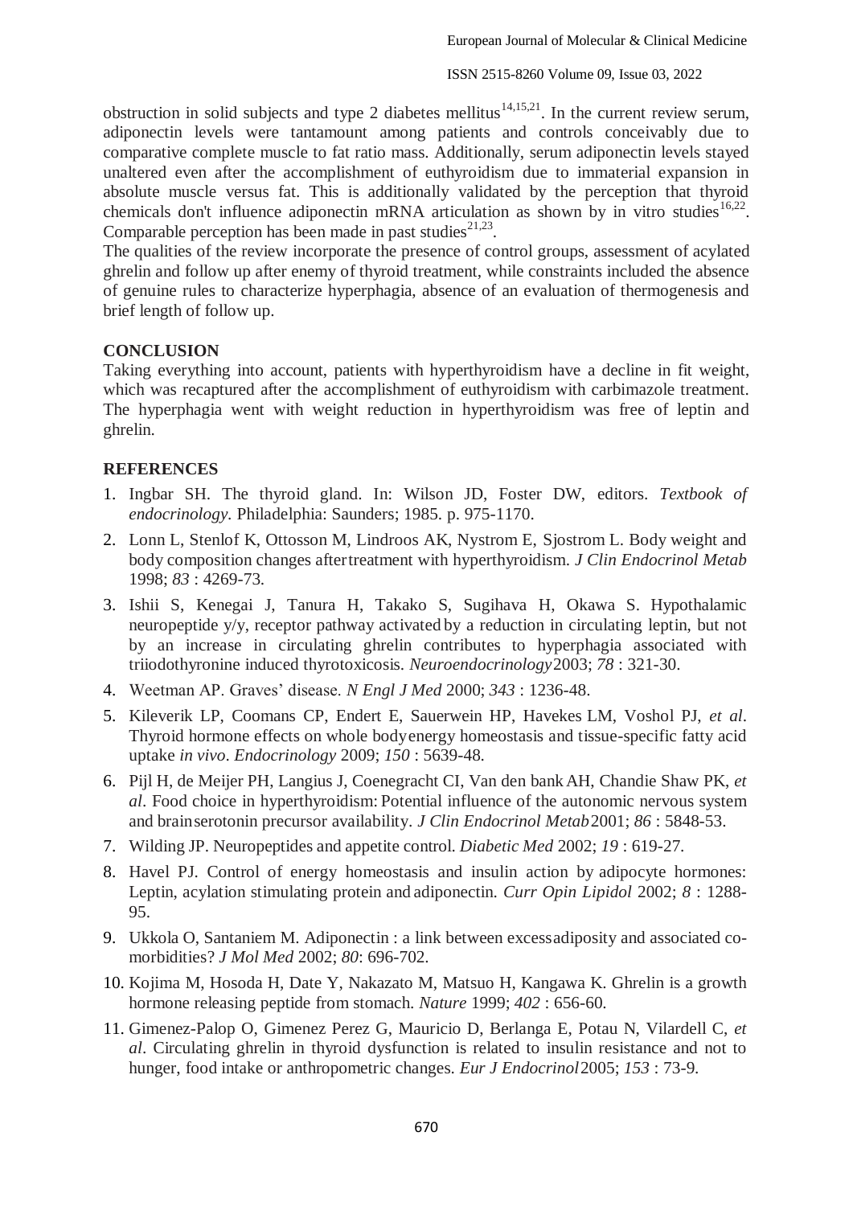obstruction in solid subjects and type 2 diabetes mellitus[14,15,21]. In the current review serum, adiponectin levels were tantamount among patients and controls conceivably due to comparative complete muscle to fat ratio mass. Additionally, serum adiponectin levels stayed unaltered even after the accomplishment of euthyroidism due to immaterial expansion in absolute muscle versus fat. This is additionally validated by the perception that thyroid chemicals don't influence adiponectin mRNA articulation as shown by in vitro studies[16,22]. Comparable perception has been made in past studies[21,23].

The qualities of the review incorporate the presence of control groups, assessment of acylated ghrelin and follow up after enemy of thyroid treatment, while constraints included the absence of genuine rules to characterize hyperphagia, absence of an evaluation of thermogenesis and brief length of follow up.

## CONCLUSION

Taking everything into account, patients with hyperthyroidism have a decline in fit weight, which was recaptured after the accomplishment of euthyroidism with carbimazole treatment. The hyperphagia went with weight reduction in hyperthyroidism was free of leptin and ghrelin.

## REFERENCES

1. Ingbar SH. The thyroid gland. In: Wilson JD, Foster DW, editors. *Textbook of endocrinology*. Philadelphia: Saunders; 1985. p. 975-1170.
2. Lonn L, Stenlof K, Ottosson M, Lindroos AK, Nystrom E, Sjostrom L. Body weight and body composition changes after treatment with hyperthyroidism. *J Clin Endocrinol Metab* 1998; *83* : 4269-73.
3. Ishii S, Kenegai J, Tanura H, Takako S, Sugihava H, Okawa S. Hypothalamic neuropeptide y/y, receptor pathway activated by a reduction in circulating leptin, but not by an increase in circulating ghrelin contributes to hyperphagia associated with triiodothyronine induced thyrotoxicosis. *Neuroendocrinology* 2003; *78* : 321-30.
4. Weetman AP. Graves' disease. *N Engl J Med* 2000; *343* : 1236-48.
5. Kileverik LP, Coomans CP, Endert E, Sauerwein HP, Havekes LM, Voshol PJ, *et al*. Thyroid hormone effects on whole body energy homeostasis and tissue-specific fatty acid uptake *in vivo*. *Endocrinology* 2009; *150* : 5639-48.
6. Pijl H, de Meijer PH, Langius J, Coenegracht CI, Van den bank AH, Chandie Shaw PK, *et al*. Food choice in hyperthyroidism: Potential influence of the autonomic nervous system and brain serotonin precursor availability. *J Clin Endocrinol Metab* 2001; *86* : 5848-53.
7. Wilding JP. Neuropeptides and appetite control. *Diabetic Med* 2002; *19* : 619-27.
8. Havel PJ. Control of energy homeostasis and insulin action by adipocyte hormones: Leptin, acylation stimulating protein and adiponectin. *Curr Opin Lipidol* 2002; *8* : 1288-95.
9. Ukkola O, Santaniem M. Adiponectin : a link between excess adiposity and associated co-morbidities? *J Mol Med* 2002; *80*: 696-702.
10. Kojima M, Hosoda H, Date Y, Nakazato M, Matsuo H, Kangawa K. Ghrelin is a growth hormone releasing peptide from stomach. *Nature* 1999; *402* : 656-60.
11. Gimenez-Palop O, Gimenez Perez G, Mauricio D, Berlanga E, Potau N, Vilardell C, *et al*. Circulating ghrelin in thyroid dysfunction is related to insulin resistance and not to hunger, food intake or anthropometric changes. *Eur J Endocrinol* 2005; *153* : 73-9.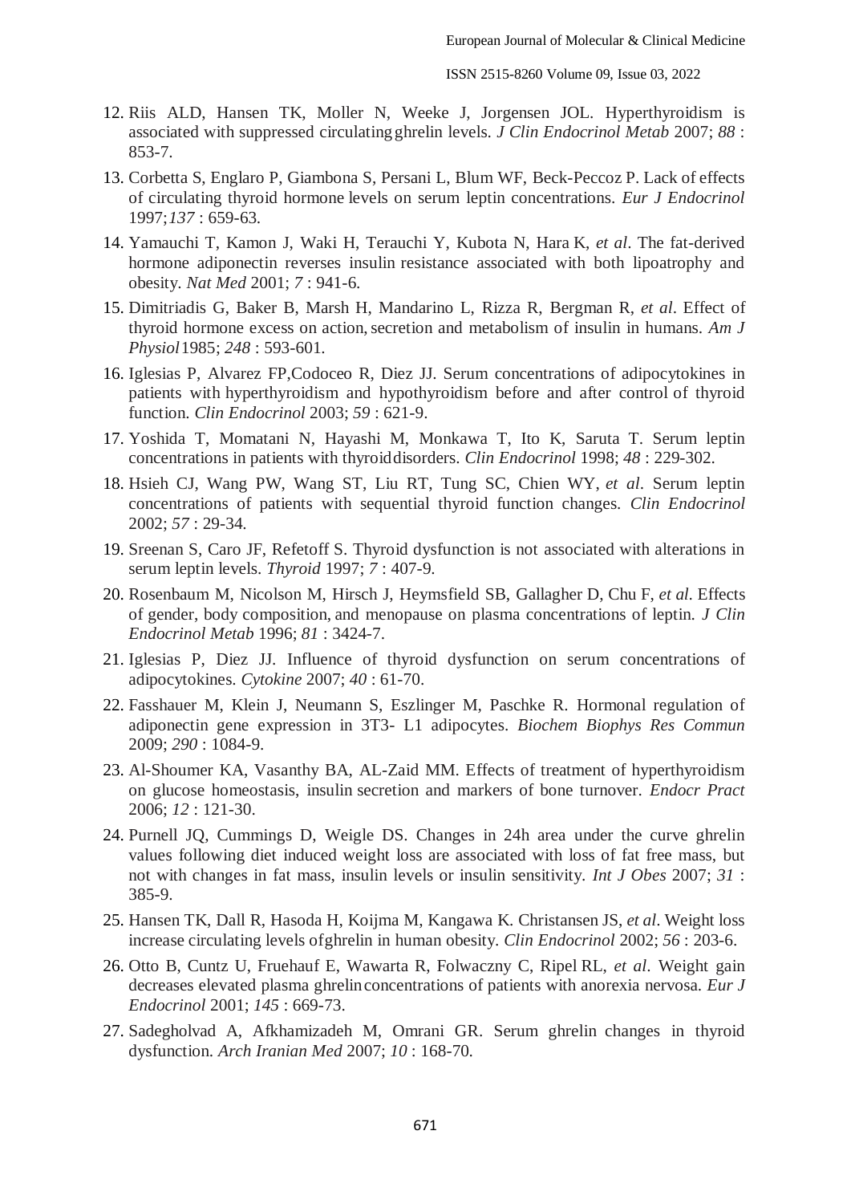12. Riis ALD, Hansen TK, Moller N, Weeke J, Jorgensen JOL. Hyperthyroidism is associated with suppressed circulating ghrelin levels. *J Clin Endocrinol Metab* 2007; *88* : 853-7.
13. Corbetta S, Englaro P, Giambona S, Persani L, Blum WF, Beck-Peccoz P. Lack of effects of circulating thyroid hormone levels on serum leptin concentrations. *Eur J Endocrinol* 1997; *137* : 659-63.
14. Yamauchi T, Kamon J, Waki H, Terauchi Y, Kubota N, Hara K, *et al*. The fat-derived hormone adiponectin reverses insulin resistance associated with both lipoatrophy and obesity. *Nat Med* 2001; *7* : 941-6.
15. Dimitriadis G, Baker B, Marsh H, Mandarino L, Rizza R, Bergman R, *et al*. Effect of thyroid hormone excess on action, secretion and metabolism of insulin in humans. *Am J Physiol* 1985; *248* : 593-601.
16. Iglesias P, Alvarez FP, Codoceo R, Diez JJ. Serum concentrations of adipocytokines in patients with hyperthyroidism and hypothyroidism before and after control of thyroid function. *Clin Endocrinol* 2003; *59* : 621-9.
17. Yoshida T, Momatani N, Hayashi M, Monkawa T, Ito K, Saruta T. Serum leptin concentrations in patients with thyroid disorders. *Clin Endocrinol* 1998; *48* : 229-302.
18. Hsieh CJ, Wang PW, Wang ST, Liu RT, Tung SC, Chien WY, *et al*. Serum leptin concentrations of patients with sequential thyroid function changes. *Clin Endocrinol* 2002; *57* : 29-34.
19. Sreenan S, Caro JF, Refetoff S. Thyroid dysfunction is not associated with alterations in serum leptin levels. *Thyroid* 1997; *7* : 407-9.
20. Rosenbaum M, Nicolson M, Hirsch J, Heymsfield SB, Gallagher D, Chu F, *et al*. Effects of gender, body composition, and menopause on plasma concentrations of leptin. *J Clin Endocrinol Metab* 1996; *81* : 3424-7.
21. Iglesias P, Diez JJ. Influence of thyroid dysfunction on serum concentrations of adipocytokines. *Cytokine* 2007; *40* : 61-70.
22. Fasshauer M, Klein J, Neumann S, Eszlinger M, Paschke R. Hormonal regulation of adiponectin gene expression in 3T3- L1 adipocytes. *Biochem Biophys Res Commun* 2009; *290* : 1084-9.
23. Al-Shoumer KA, Vasanthy BA, AL-Zaid MM. Effects of treatment of hyperthyroidism on glucose homeostasis, insulin secretion and markers of bone turnover. *Endocr Pract* 2006; *12* : 121-30.
24. Purnell JQ, Cummings D, Weigle DS. Changes in 24h area under the curve ghrelin values following diet induced weight loss are associated with loss of fat free mass, but not with changes in fat mass, insulin levels or insulin sensitivity. *Int J Obes* 2007; *31* : 385-9.
25. Hansen TK, Dall R, Hasoda H, Koijma M, Kangawa K. Christansen JS, *et al*. Weight loss increase circulating levels of ghrelin in human obesity. *Clin Endocrinol* 2002; *56* : 203-6.
26. Otto B, Cuntz U, Fruehauf E, Wawarta R, Folwaczny C, Ripel RL, *et al*. Weight gain decreases elevated plasma ghrelin concentrations of patients with anorexia nervosa. *Eur J Endocrinol* 2001; *145* : 669-73.
27. Sadegholvad A, Afkhamizadeh M, Omrani GR. Serum ghrelin changes in thyroid dysfunction. *Arch Iranian Med* 2007; *10* : 168-70.